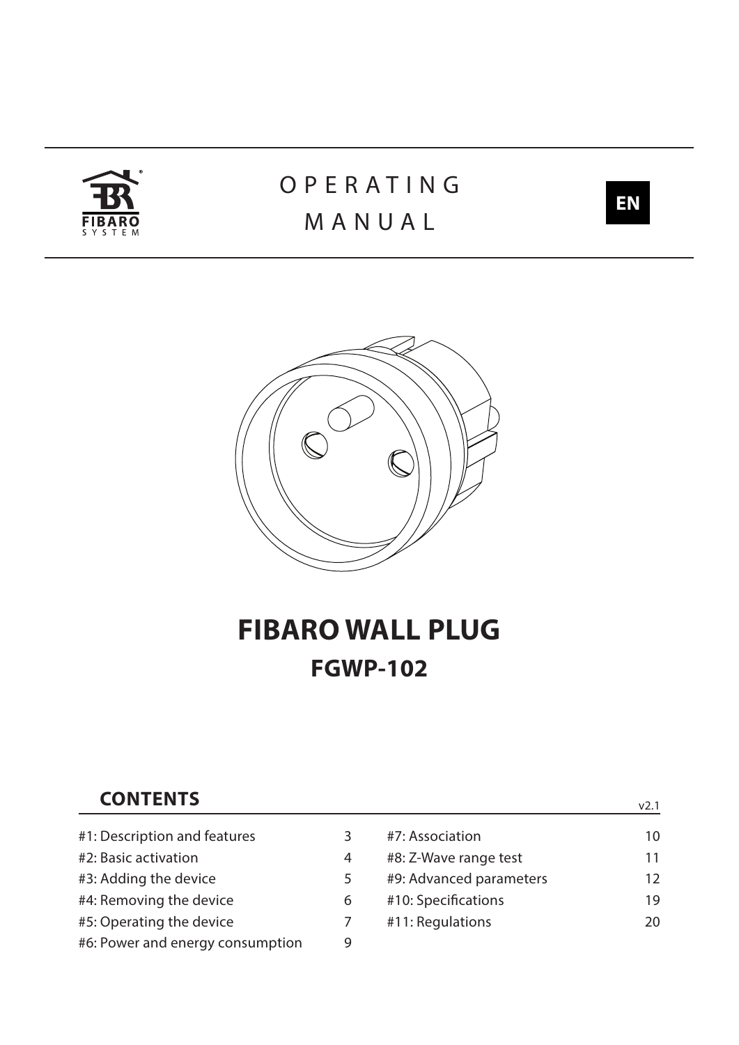OPERATING MANUAL

EN

# FIBARO WALL PLUG

## FGWP-102

## CONTENTS

v2.1

| | | | |
|---|---|---|---|
| #1: Description and features | 3 | #7: Association | 10 |
| #2: Basic activation | 4 | #8: Z-Wave range test | 11 |
| #3: Adding the device | 5 | #9: Advanced parameters | 12 |
| #4: Removing the device | 6 | #10: Specifications | 19 |
| #5: Operating the device | 7 | #11: Regulations | 20 |
| #6: Power and energy consumption | 9 | | |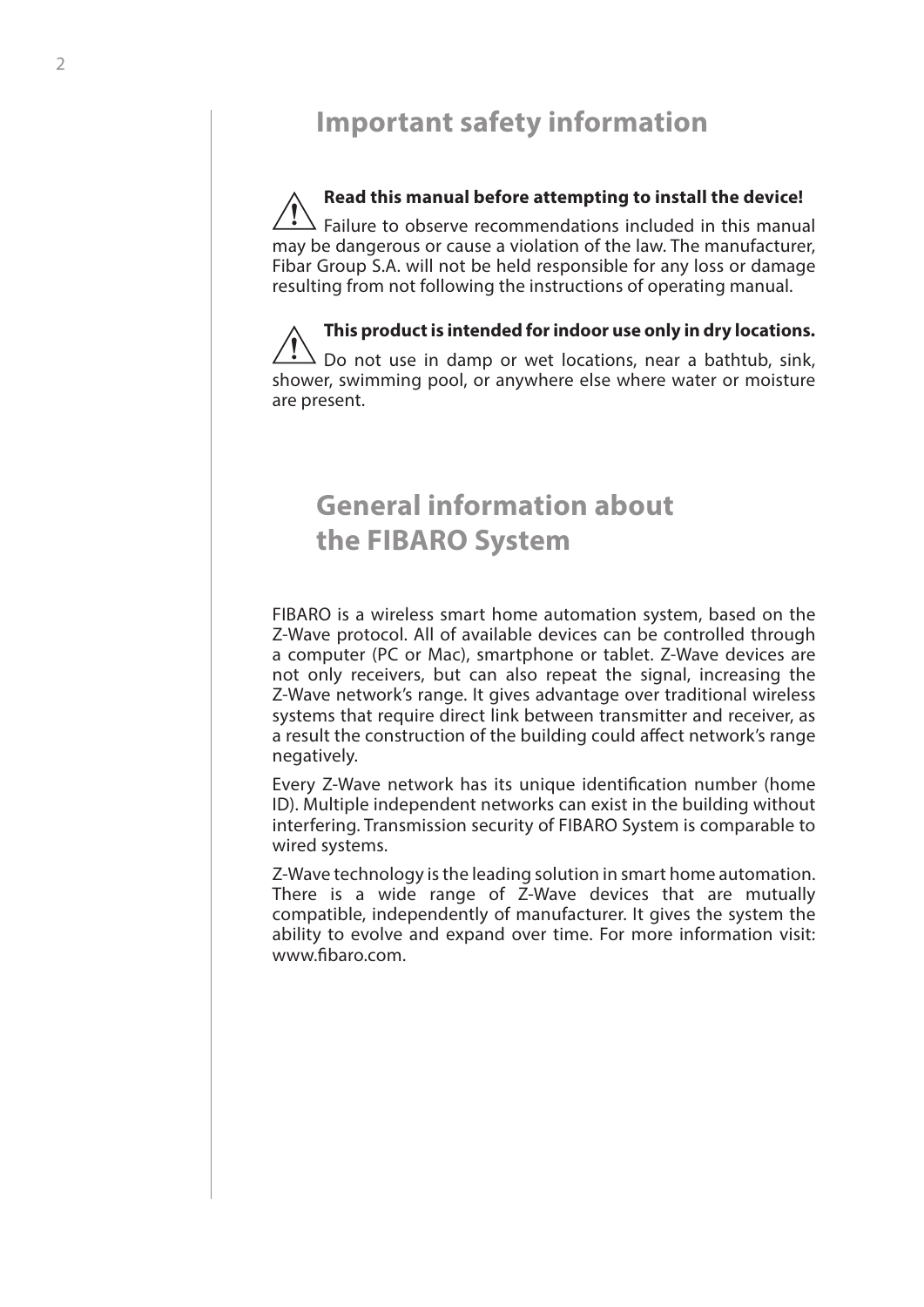# Important safety information

**Read this manual before attempting to install the device!**
Failure to observe recommendations included in this manual may be dangerous or cause a violation of the law. The manufacturer, Fibar Group S.A. will not be held responsible for any loss or damage resulting from not following the instructions of operating manual.

**This product is intended for indoor use only in dry locations.**
Do not use in damp or wet locations, near a bathtub, sink, shower, swimming pool, or anywhere else where water or moisture are present.

# General information about the FIBARO System

FIBARO is a wireless smart home automation system, based on the Z-Wave protocol. All of available devices can be controlled through a computer (PC or Mac), smartphone or tablet. Z-Wave devices are not only receivers, but can also repeat the signal, increasing the Z-Wave network's range. It gives advantage over traditional wireless systems that require direct link between transmitter and receiver, as a result the construction of the building could affect network's range negatively.

Every Z-Wave network has its unique identification number (home ID). Multiple independent networks can exist in the building without interfering. Transmission security of FIBARO System is comparable to wired systems.

Z-Wave technology is the leading solution in smart home automation. There is a wide range of Z-Wave devices that are mutually compatible, independently of manufacturer. It gives the system the ability to evolve and expand over time. For more information visit: www.fibaro.com.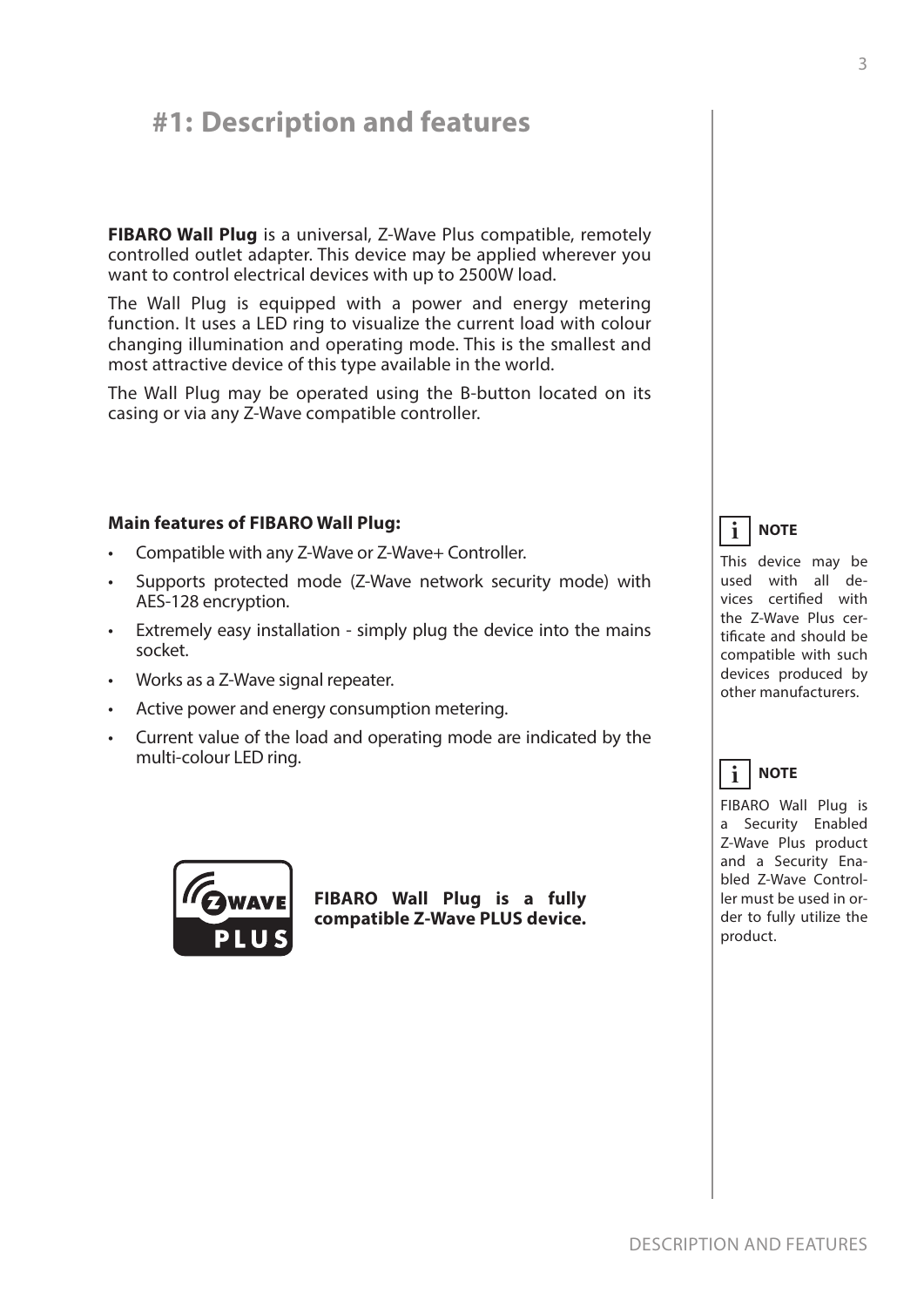# #1: Description and features

**FIBARO Wall Plug** is a universal, Z-Wave Plus compatible, remotely controlled outlet adapter. This device may be applied wherever you want to control electrical devices with up to 2500W load.

The Wall Plug is equipped with a power and energy metering function. It uses a LED ring to visualize the current load with colour changing illumination and operating mode. This is the smallest and most attractive device of this type available in the world.

The Wall Plug may be operated using the B-button located on its casing or via any Z-Wave compatible controller.

**Main features of FIBARO Wall Plug:**

- Compatible with any Z-Wave or Z-Wave+ Controller.
- Supports protected mode (Z-Wave network security mode) with AES-128 encryption.
- Extremely easy installation - simply plug the device into the mains socket.
- Works as a Z-Wave signal repeater.
- Active power and energy consumption metering.
- Current value of the load and operating mode are indicated by the multi-colour LED ring.

**FIBARO Wall Plug is a fully compatible Z-Wave PLUS device.**

**NOTE**

This device may be used with all devices certified with the Z-Wave Plus certificate and should be compatible with such devices produced by other manufacturers.

**NOTE**

FIBARO Wall Plug is a Security Enabled Z-Wave Plus product and a Security Enabled Z-Wave Controller must be used in order to fully utilize the product.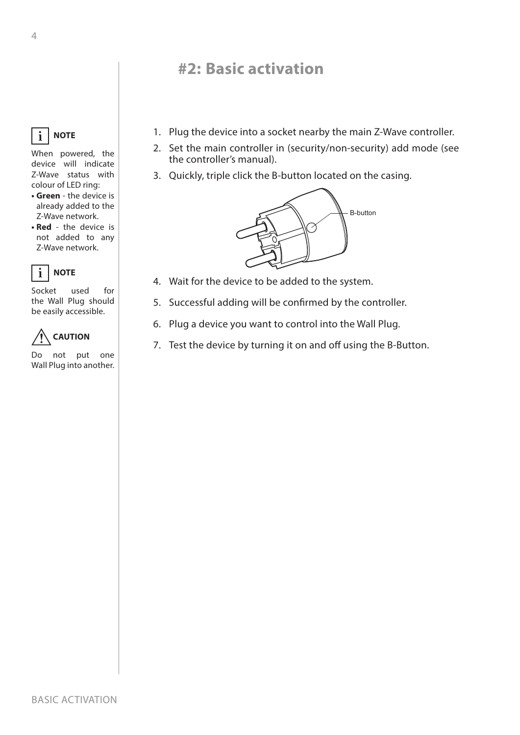# #2: Basic activation

> **NOTE**
>
> When powered, the device will indicate Z-Wave status with colour of LED ring:
> - **Green** - the device is already added to the Z-Wave network.
> - **Red** - the device is not added to any Z-Wave network.

> **NOTE**
>
> Socket used for the Wall Plug should be easily accessible.

> **CAUTION**
>
> Do not put one Wall Plug into another.

1. Plug the device into a socket nearby the main Z-Wave controller.
2. Set the main controller in (security/non-security) add mode (see the controller's manual).
3. Quickly, triple click the B-button located on the casing.

B-button

4. Wait for the device to be added to the system.
5. Successful adding will be confirmed by the controller.
6. Plug a device you want to control into the Wall Plug.
7. Test the device by turning it on and off using the B-Button.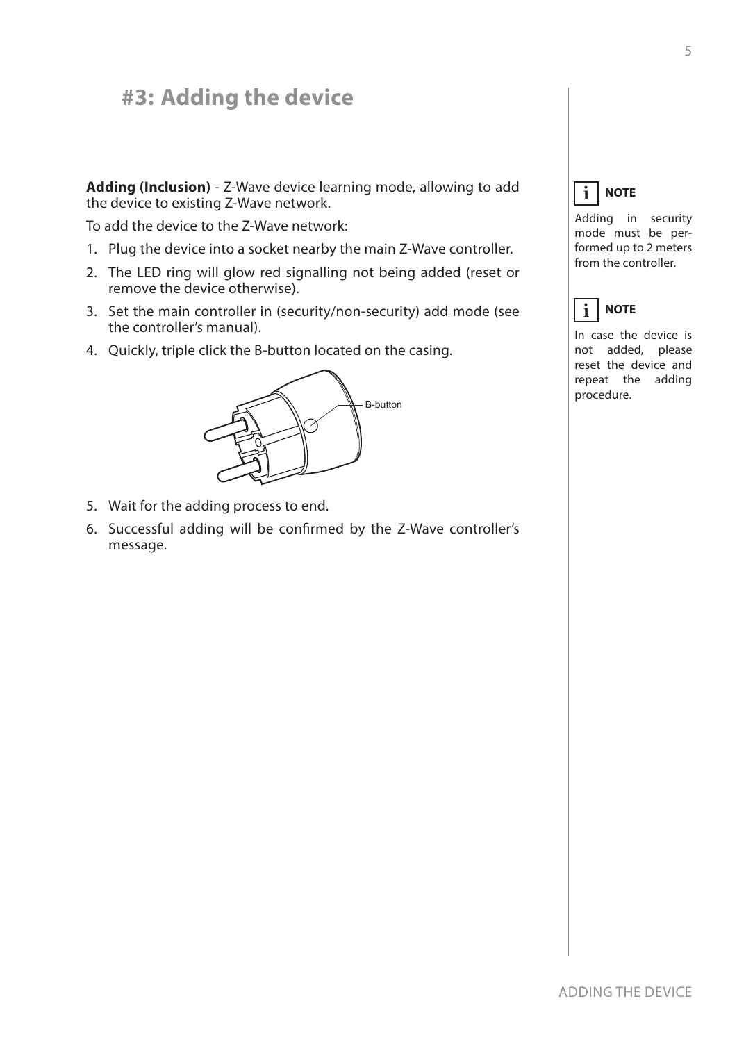# #3: Adding the device

**Adding (Inclusion)** - Z-Wave device learning mode, allowing to add the device to existing Z-Wave network.

To add the device to the Z-Wave network:

1. Plug the device into a socket nearby the main Z-Wave controller.
2. The LED ring will glow red signalling not being added (reset or remove the device otherwise).
3. Set the main controller in (security/non-security) add mode (see the controller's manual).
4. Quickly, triple click the B-button located on the casing.
5. Wait for the adding process to end.
6. Successful adding will be confirmed by the Z-Wave controller's message.

**NOTE**

Adding in security mode must be performed up to 2 meters from the controller.

**NOTE**

In case the device is not added, please reset the device and repeat the adding procedure.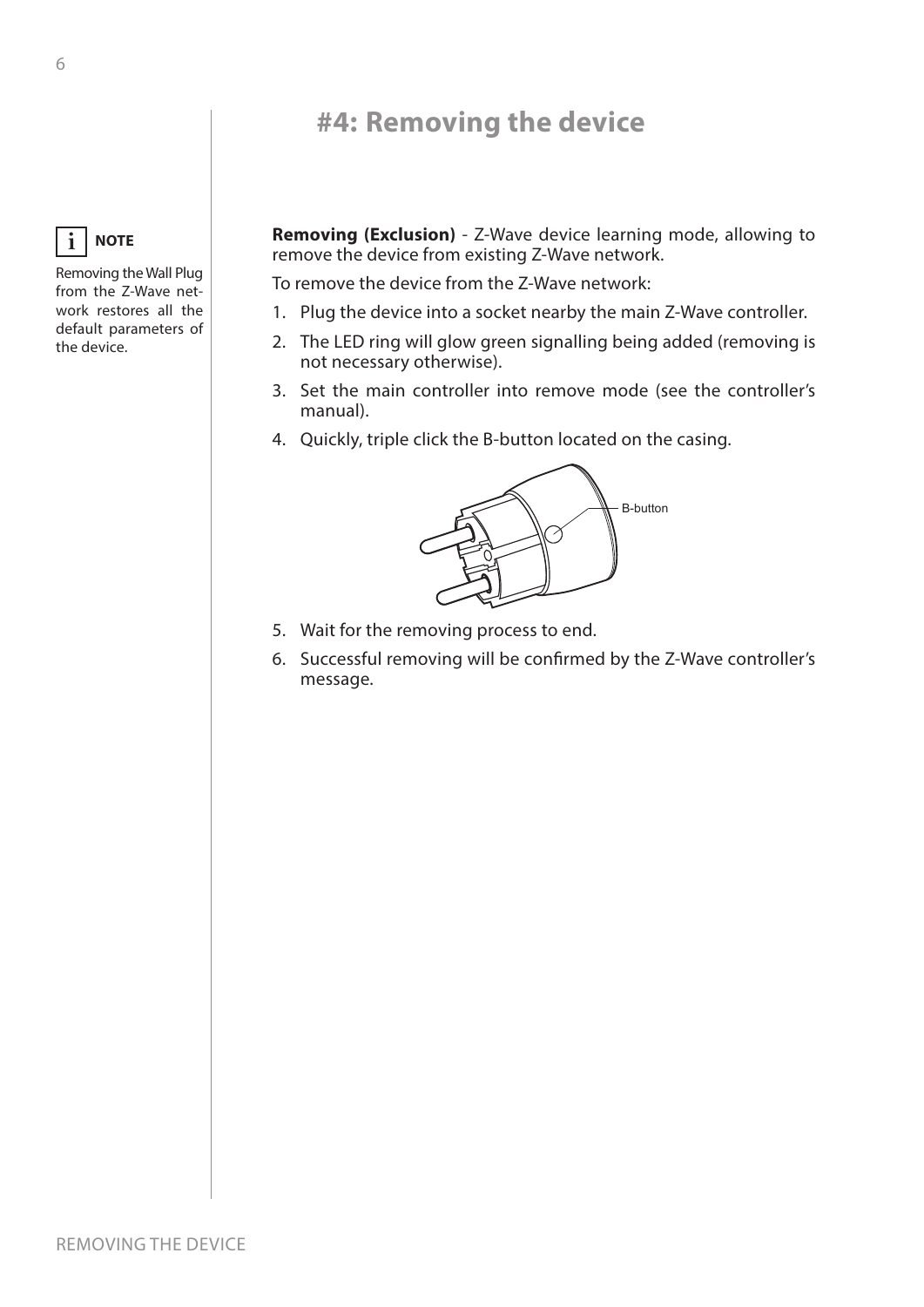# #4: Removing the device

**NOTE**

Removing the Wall Plug from the Z-Wave network restores all the default parameters of the device.

**Removing (Exclusion)** - Z-Wave device learning mode, allowing to remove the device from existing Z-Wave network.

To remove the device from the Z-Wave network:

1. Plug the device into a socket nearby the main Z-Wave controller.
2. The LED ring will glow green signalling being added (removing is not necessary otherwise).
3. Set the main controller into remove mode (see the controller's manual).
4. Quickly, triple click the B-button located on the casing.

B-button

5. Wait for the removing process to end.
6. Successful removing will be confirmed by the Z-Wave controller's message.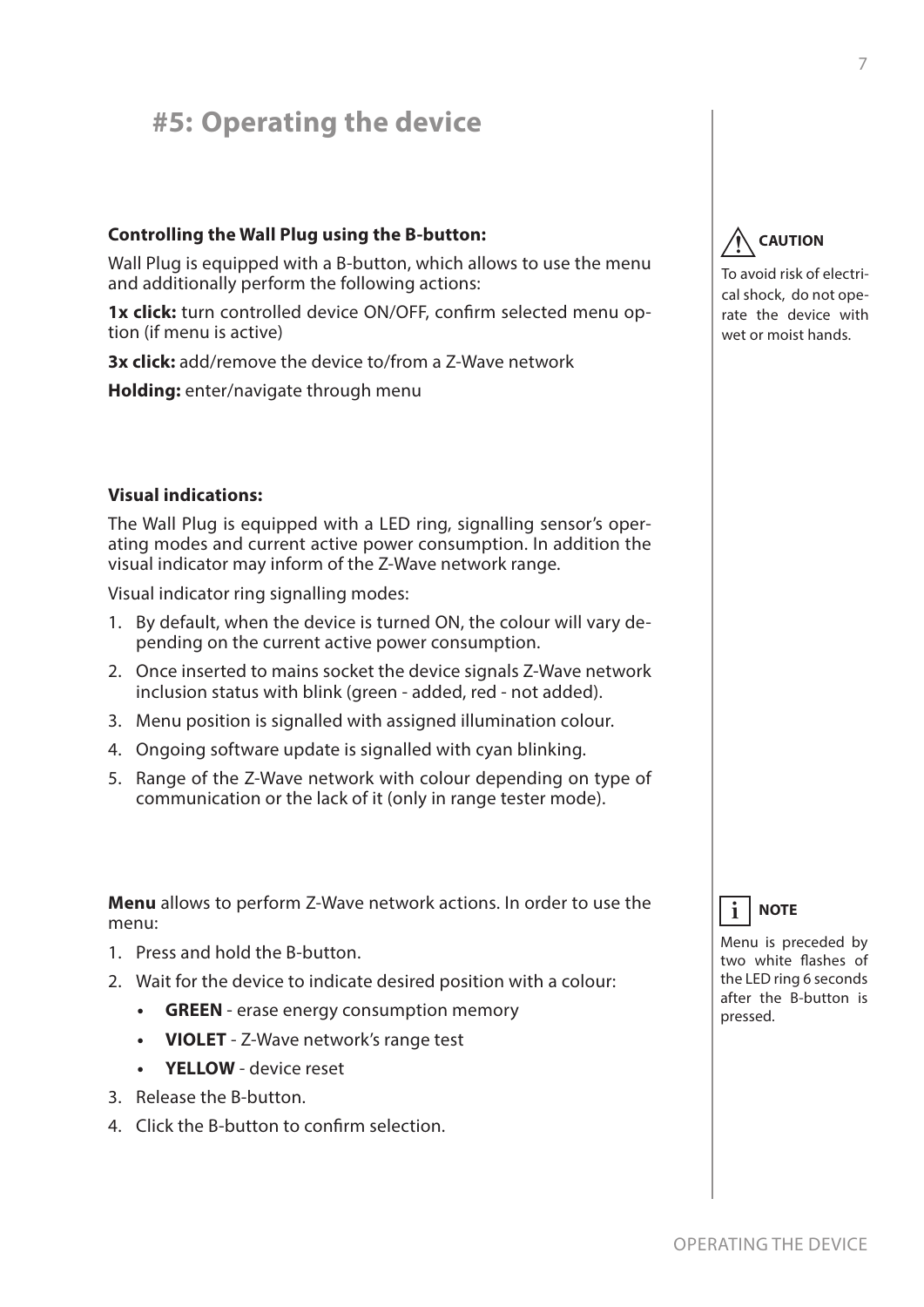# #5: Operating the device

**Controlling the Wall Plug using the B-button:**

Wall Plug is equipped with a B-button, which allows to use the menu and additionally perform the following actions:

**1x click:** turn controlled device ON/OFF, confirm selected menu option (if menu is active)

**3x click:** add/remove the device to/from a Z-Wave network

**Holding:** enter/navigate through menu

**CAUTION**

To avoid risk of electrical shock, do not operate the device with wet or moist hands.

**Visual indications:**

The Wall Plug is equipped with a LED ring, signalling sensor's operating modes and current active power consumption. In addition the visual indicator may inform of the Z-Wave network range.

Visual indicator ring signalling modes:

1. By default, when the device is turned ON, the colour will vary depending on the current active power consumption.
2. Once inserted to mains socket the device signals Z-Wave network inclusion status with blink (green - added, red - not added).
3. Menu position is signalled with assigned illumination colour.
4. Ongoing software update is signalled with cyan blinking.
5. Range of the Z-Wave network with colour depending on type of communication or the lack of it (only in range tester mode).

**Menu** allows to perform Z-Wave network actions. In order to use the menu:

1. Press and hold the B-button.
2. Wait for the device to indicate desired position with a colour:
   - **GREEN** - erase energy consumption memory
   - **VIOLET** - Z-Wave network's range test
   - **YELLOW** - device reset
3. Release the B-button.
4. Click the B-button to confirm selection.

**NOTE**

Menu is preceded by two white flashes of the LED ring 6 seconds after the B-button is pressed.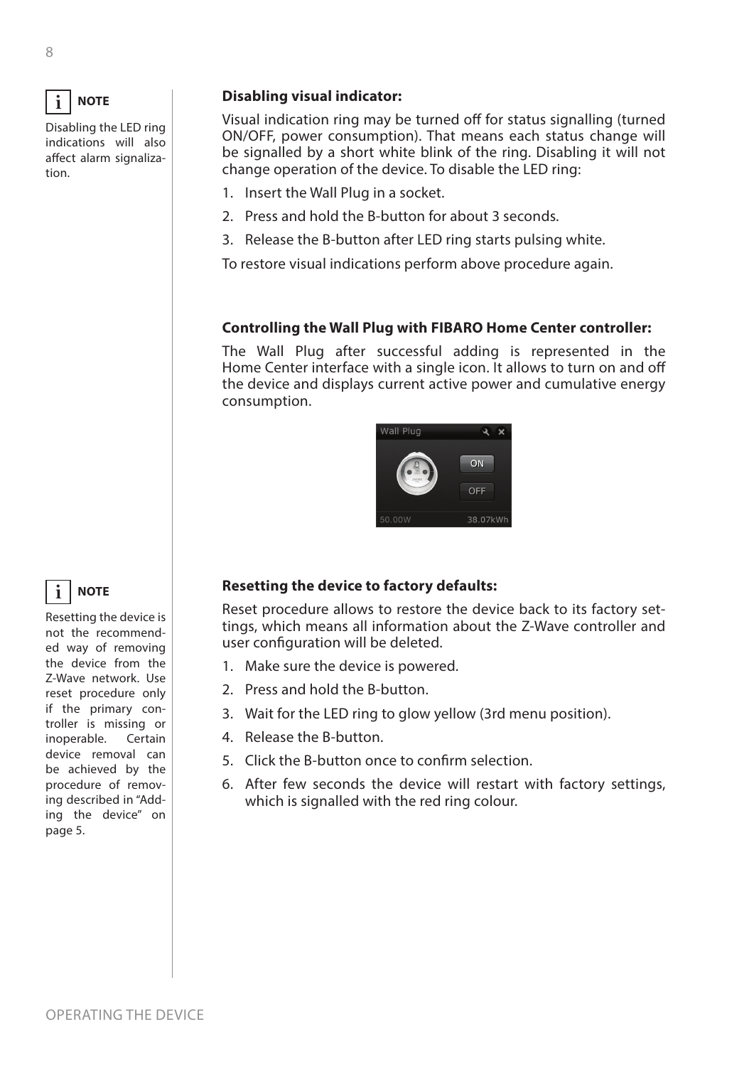> **NOTE**
>
> Disabling the LED ring indications will also affect alarm signalization.

**Disabling visual indicator:**

Visual indication ring may be turned off for status signalling (turned ON/OFF, power consumption). That means each status change will be signalled by a short white blink of the ring. Disabling it will not change operation of the device. To disable the LED ring:

1. Insert the Wall Plug in a socket.
2. Press and hold the B-button for about 3 seconds.
3. Release the B-button after LED ring starts pulsing white.

To restore visual indications perform above procedure again.

**Controlling the Wall Plug with FIBARO Home Center controller:**

The Wall Plug after successful adding is represented in the Home Center interface with a single icon. It allows to turn on and off the device and displays current active power and cumulative energy consumption.

> **NOTE**
>
> Resetting the device is not the recommended way of removing the device from the Z-Wave network. Use reset procedure only if the primary controller is missing or inoperable. Certain device removal can be achieved by the procedure of removing described in "Adding the device" on page 5.

**Resetting the device to factory defaults:**

Reset procedure allows to restore the device back to its factory settings, which means all information about the Z-Wave controller and user configuration will be deleted.

1. Make sure the device is powered.
2. Press and hold the B-button.
3. Wait for the LED ring to glow yellow (3rd menu position).
4. Release the B-button.
5. Click the B-button once to confirm selection.
6. After few seconds the device will restart with factory settings, which is signalled with the red ring colour.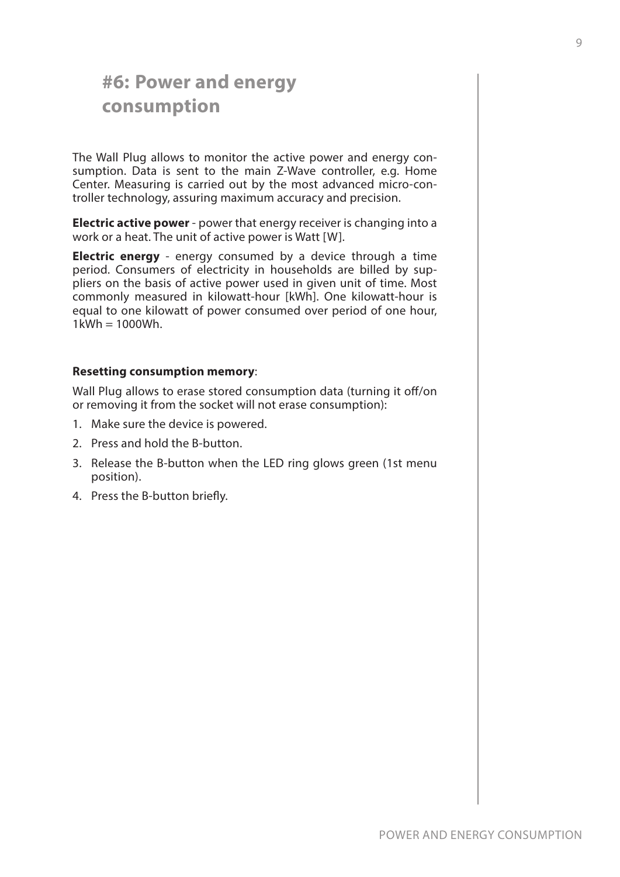# #6: Power and energy consumption

The Wall Plug allows to monitor the active power and energy consumption. Data is sent to the main Z-Wave controller, e.g. Home Center. Measuring is carried out by the most advanced micro-controller technology, assuring maximum accuracy and precision.

**Electric active power** - power that energy receiver is changing into a work or a heat. The unit of active power is Watt [W].

**Electric energy** - energy consumed by a device through a time period. Consumers of electricity in households are billed by suppliers on the basis of active power used in given unit of time. Most commonly measured in kilowatt-hour [kWh]. One kilowatt-hour is equal to one kilowatt of power consumed over period of one hour, 1kWh = 1000Wh.

**Resetting consumption memory**:

Wall Plug allows to erase stored consumption data (turning it off/on or removing it from the socket will not erase consumption):

1. Make sure the device is powered.
2. Press and hold the B-button.
3. Release the B-button when the LED ring glows green (1st menu position).
4. Press the B-button briefly.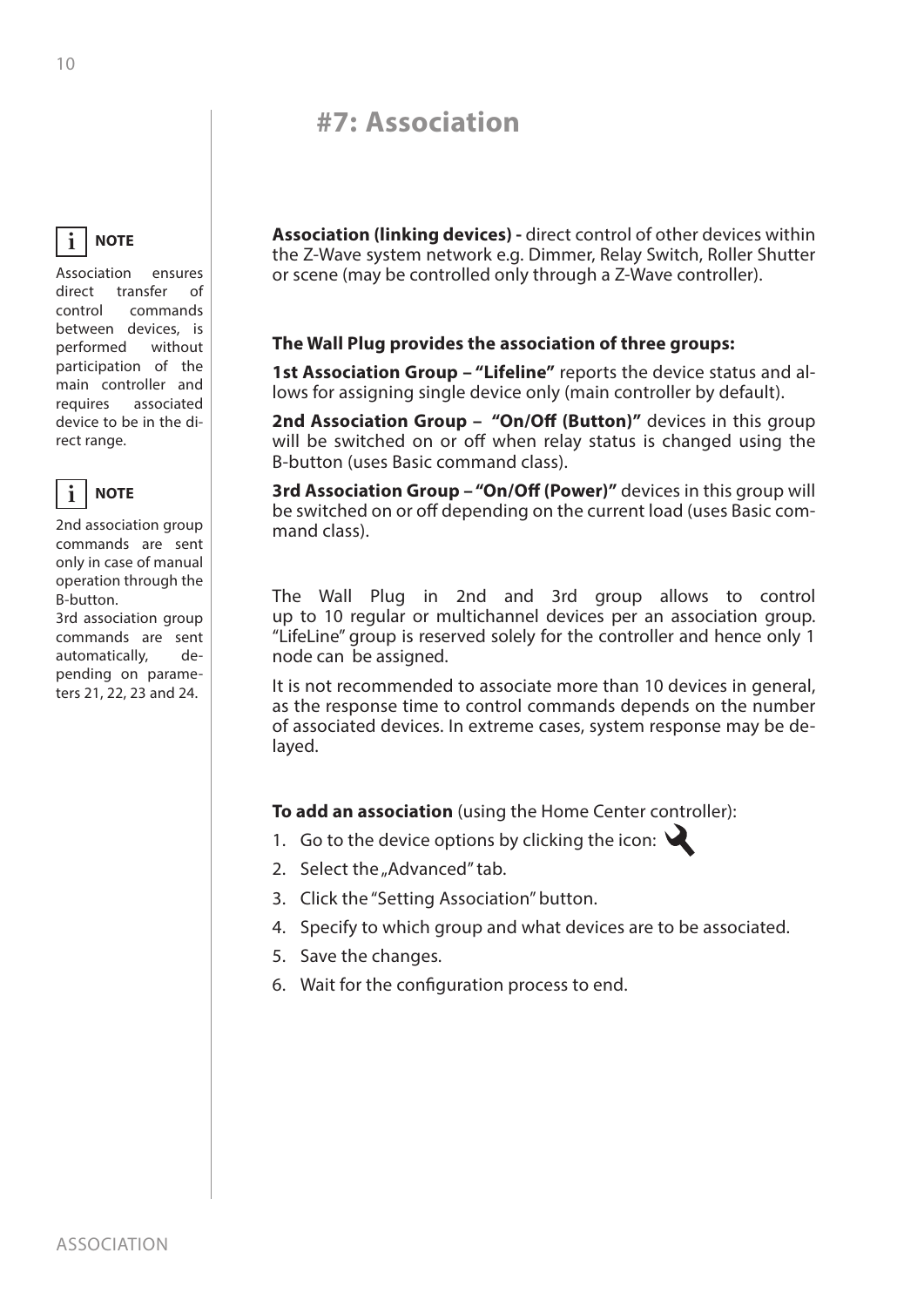# #7: Association

> **NOTE**
>
> Association ensures direct transfer of control commands between devices, is performed without participation of the main controller and requires associated device to be in the direct range.

> **NOTE**
>
> 2nd association group commands are sent only in case of manual operation through the B-button.
> 3rd association group commands are sent automatically, depending on parameters 21, 22, 23 and 24.

**Association (linking devices) -** direct control of other devices within the Z-Wave system network e.g. Dimmer, Relay Switch, Roller Shutter or scene (may be controlled only through a Z-Wave controller).

**The Wall Plug provides the association of three groups:**

**1st Association Group – "Lifeline"** reports the device status and allows for assigning single device only (main controller by default).

**2nd Association Group – "On/Off (Button)"** devices in this group will be switched on or off when relay status is changed using the B-button (uses Basic command class).

**3rd Association Group – "On/Off (Power)"** devices in this group will be switched on or off depending on the current load (uses Basic command class).

The Wall Plug in 2nd and 3rd group allows to control up to 10 regular or multichannel devices per an association group. "LifeLine" group is reserved solely for the controller and hence only 1 node can be assigned.

It is not recommended to associate more than 10 devices in general, as the response time to control commands depends on the number of associated devices. In extreme cases, system response may be delayed.

**To add an association** (using the Home Center controller):

1. Go to the device options by clicking the icon:
2. Select the „Advanced" tab.
3. Click the "Setting Association" button.
4. Specify to which group and what devices are to be associated.
5. Save the changes.
6. Wait for the configuration process to end.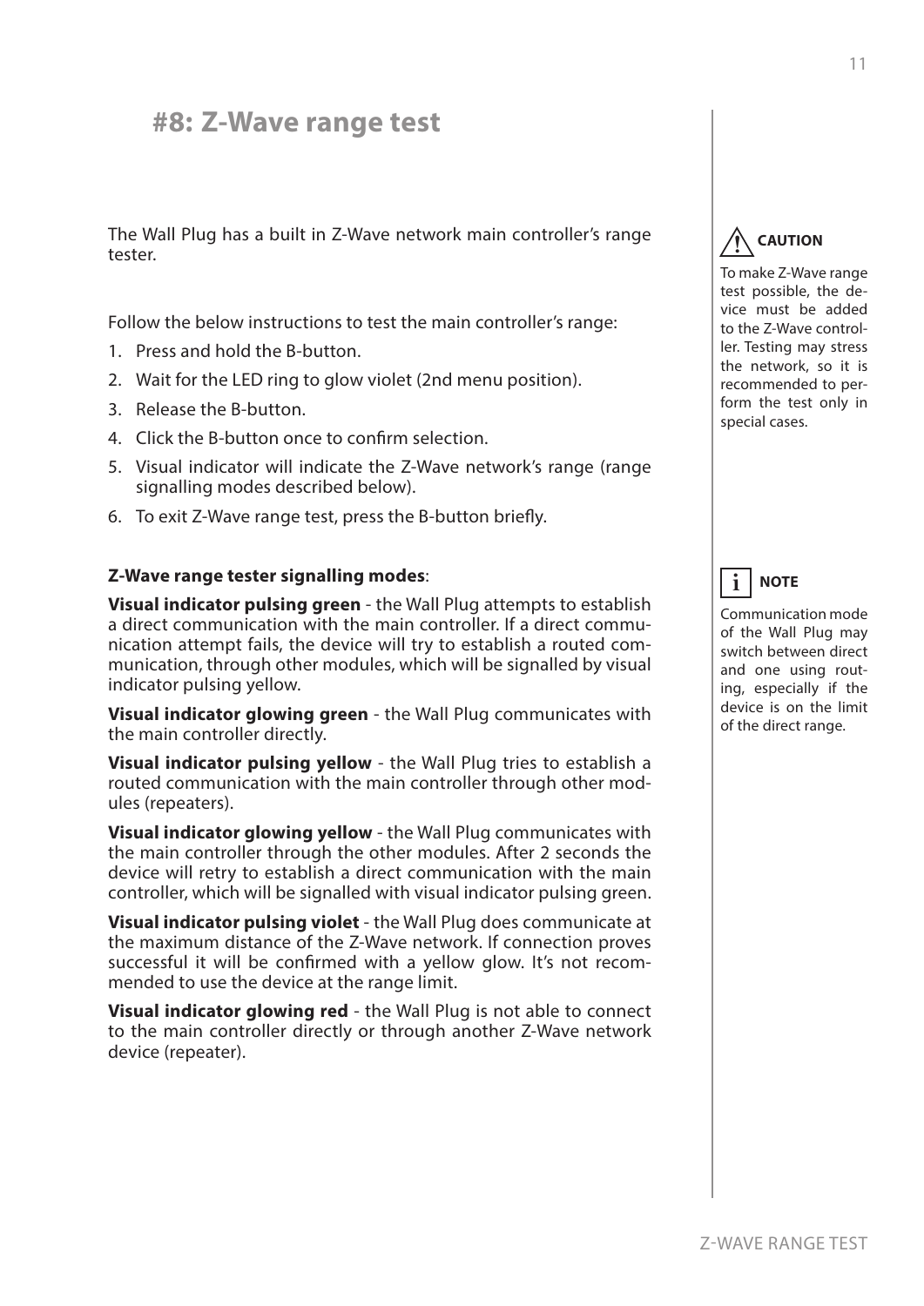# #8: Z-Wave range test

The Wall Plug has a built in Z-Wave network main controller's range tester.

Follow the below instructions to test the main controller's range:

1. Press and hold the B-button.
2. Wait for the LED ring to glow violet (2nd menu position).
3. Release the B-button.
4. Click the B-button once to confirm selection.
5. Visual indicator will indicate the Z-Wave network's range (range signalling modes described below).
6. To exit Z-Wave range test, press the B-button briefly.

**Z-Wave range tester signalling modes**:

**Visual indicator pulsing green** - the Wall Plug attempts to establish a direct communication with the main controller. If a direct communication attempt fails, the device will try to establish a routed communication, through other modules, which will be signalled by visual indicator pulsing yellow.

**Visual indicator glowing green** - the Wall Plug communicates with the main controller directly.

**Visual indicator pulsing yellow** - the Wall Plug tries to establish a routed communication with the main controller through other modules (repeaters).

**Visual indicator glowing yellow** - the Wall Plug communicates with the main controller through the other modules. After 2 seconds the device will retry to establish a direct communication with the main controller, which will be signalled with visual indicator pulsing green.

**Visual indicator pulsing violet** - the Wall Plug does communicate at the maximum distance of the Z-Wave network. If connection proves successful it will be confirmed with a yellow glow. It's not recommended to use the device at the range limit.

**Visual indicator glowing red** - the Wall Plug is not able to connect to the main controller directly or through another Z-Wave network device (repeater).

**CAUTION**

To make Z-Wave range test possible, the device must be added to the Z-Wave controller. Testing may stress the network, so it is recommended to perform the test only in special cases.

**NOTE**

Communication mode of the Wall Plug may switch between direct and one using routing, especially if the device is on the limit of the direct range.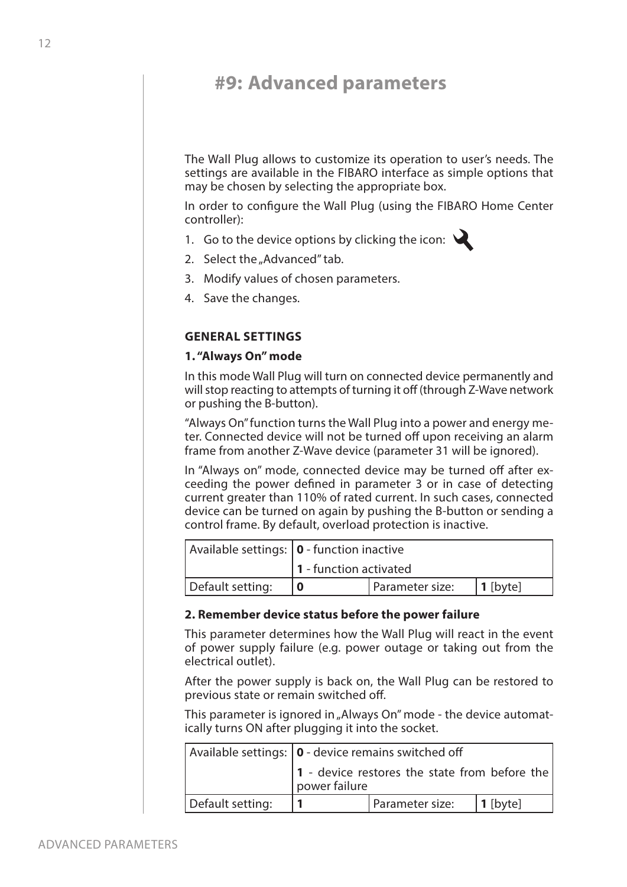# #9: Advanced parameters

The Wall Plug allows to customize its operation to user's needs. The settings are available in the FIBARO interface as simple options that may be chosen by selecting the appropriate box.

In order to configure the Wall Plug (using the FIBARO Home Center controller):

1. Go to the device options by clicking the icon:
2. Select the „Advanced" tab.
3. Modify values of chosen parameters.
4. Save the changes.

### GENERAL SETTINGS

**1. "Always On" mode**

In this mode Wall Plug will turn on connected device permanently and will stop reacting to attempts of turning it off (through Z-Wave network or pushing the B-button).

"Always On" function turns the Wall Plug into a power and energy meter. Connected device will not be turned off upon receiving an alarm frame from another Z-Wave device (parameter 31 will be ignored).

In "Always on" mode, connected device may be turned off after exceeding the power defined in parameter 3 or in case of detecting current greater than 110% of rated current. In such cases, connected device can be turned on again by pushing the B-button or sending a control frame. By default, overload protection is inactive.

| Available settings: | **0** - function inactive | | |
|---|---|---|---|
| | **1** - function activated | | |
| Default setting: | **0** | Parameter size: | **1** [byte] |

**2. Remember device status before the power failure**

This parameter determines how the Wall Plug will react in the event of power supply failure (e.g. power outage or taking out from the electrical outlet).

After the power supply is back on, the Wall Plug can be restored to previous state or remain switched off.

This parameter is ignored in „Always On" mode - the device automatically turns ON after plugging it into the socket.

| Available settings: | **0** - device remains switched off | | |
|---|---|---|---|
| | **1** - device restores the state from before the power failure | | |
| Default setting: | **1** | Parameter size: | **1** [byte] |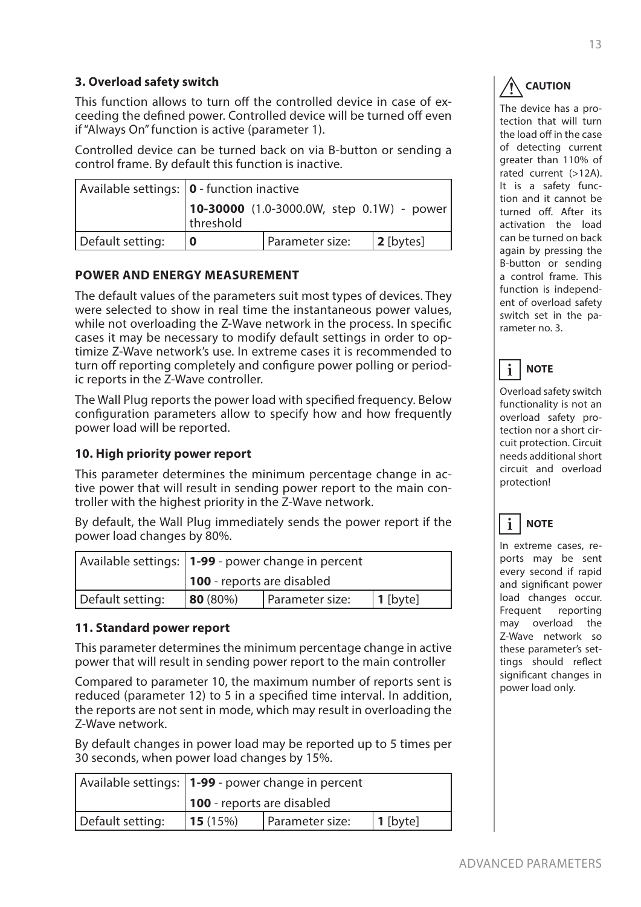### 3. Overload safety switch

This function allows to turn off the controlled device in case of exceeding the defined power. Controlled device will be turned off even if "Always On" function is active (parameter 1).

Controlled device can be turned back on via B-button or sending a control frame. By default this function is inactive.

| Available settings: | **0** - function inactive | | |
|---|---|---|---|
| | **10-30000** (1.0-3000.0W, step 0.1W) - power threshold | | |
| Default setting: | **0** | Parameter size: | **2** [bytes] |

### POWER AND ENERGY MEASUREMENT

The default values of the parameters suit most types of devices. They were selected to show in real time the instantaneous power values, while not overloading the Z-Wave network in the process. In specific cases it may be necessary to modify default settings in order to optimize Z-Wave network's use. In extreme cases it is recommended to turn off reporting completely and configure power polling or periodic reports in the Z-Wave controller.

The Wall Plug reports the power load with specified frequency. Below configuration parameters allow to specify how and how frequently power load will be reported.

### 10. High priority power report

This parameter determines the minimum percentage change in active power that will result in sending power report to the main controller with the highest priority in the Z-Wave network.

By default, the Wall Plug immediately sends the power report if the power load changes by 80%.

| Available settings: | **1-99** - power change in percent | | |
|---|---|---|---|
| | **100** - reports are disabled | | |
| Default setting: | **80** (80%) | Parameter size: | **1** [byte] |

### 11. Standard power report

This parameter determines the minimum percentage change in active power that will result in sending power report to the main controller

Compared to parameter 10, the maximum number of reports sent is reduced (parameter 12) to 5 in a specified time interval. In addition, the reports are not sent in mode, which may result in overloading the Z-Wave network.

By default changes in power load may be reported up to 5 times per 30 seconds, when power load changes by 15%.

| Available settings: | **1-99** - power change in percent | | |
|---|---|---|---|
| | **100** - reports are disabled | | |
| Default setting: | **15** (15%) | Parameter size: | **1** [byte] |

**CAUTION**

The device has a protection that will turn the load off in the case of detecting current greater than 110% of rated current (>12A). It is a safety function and it cannot be turned off. After its activation the load can be turned on back again by pressing the B-button or sending a control frame. This function is independent of overload safety switch set in the parameter no. 3.

**NOTE**

Overload safety switch functionality is not an overload safety protection nor a short circuit protection. Circuit needs additional short circuit and overload protection!

**NOTE**

In extreme cases, reports may be sent every second if rapid and significant power load changes occur. Frequent reporting may overload the Z-Wave network so these parameter's settings should reflect significant changes in power load only.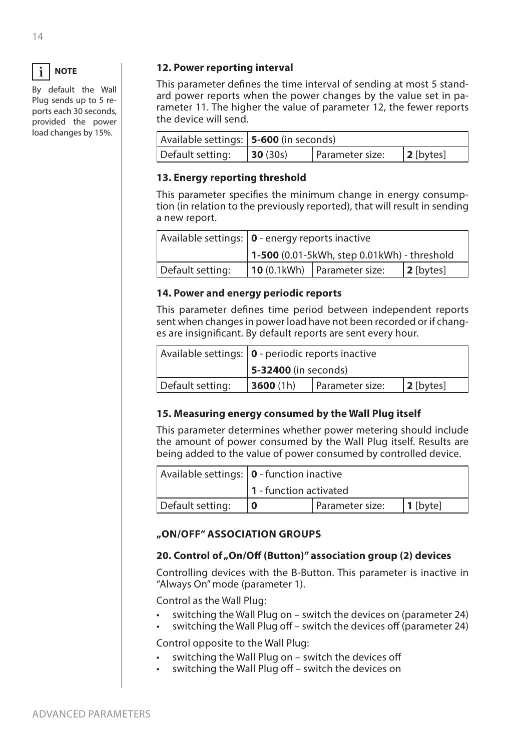> **NOTE**
>
> By default the Wall Plug sends up to 5 reports each 30 seconds, provided the power load changes by 15%.

#### 12. Power reporting interval

This parameter defines the time interval of sending at most 5 standard power reports when the power changes by the value set in parameter 11. The higher the value of parameter 12, the fewer reports the device will send.

| Available settings: | **5-600** (in seconds) | | |
|---|---|---|---|
| Default setting: | **30** (30s) | Parameter size: | **2** [bytes] |

#### 13. Energy reporting threshold

This parameter specifies the minimum change in energy consumption (in relation to the previously reported), that will result in sending a new report.

| Available settings: | **0** - energy reports inactive | | |
|---|---|---|---|
| | **1-500** (0.01-5kWh, step 0.01kWh) - threshold | | |
| Default setting: | **10** (0.1kWh) | Parameter size: | **2** [bytes] |

#### 14. Power and energy periodic reports

This parameter defines time period between independent reports sent when changes in power load have not been recorded or if changes are insignificant. By default reports are sent every hour.

| Available settings: | **0** - periodic reports inactive | | |
|---|---|---|---|
| | **5-32400** (in seconds) | | |
| Default setting: | **3600** (1h) | Parameter size: | **2** [bytes] |

#### 15. Measuring energy consumed by the Wall Plug itself

This parameter determines whether power metering should include the amount of power consumed by the Wall Plug itself. Results are being added to the value of power consumed by controlled device.

| Available settings: | **0** - function inactive | | |
|---|---|---|---|
| | **1** - function activated | | |
| Default setting: | **0** | Parameter size: | **1** [byte] |

### „ON/OFF" ASSOCIATION GROUPS

#### 20. Control of „On/Off (Button)" association group (2) devices

Controlling devices with the B-Button. This parameter is inactive in "Always On" mode (parameter 1).

Control as the Wall Plug:

- switching the Wall Plug on – switch the devices on (parameter 24)
- switching the Wall Plug off – switch the devices off (parameter 24)

Control opposite to the Wall Plug:

- switching the Wall Plug on – switch the devices off
- switching the Wall Plug off – switch the devices on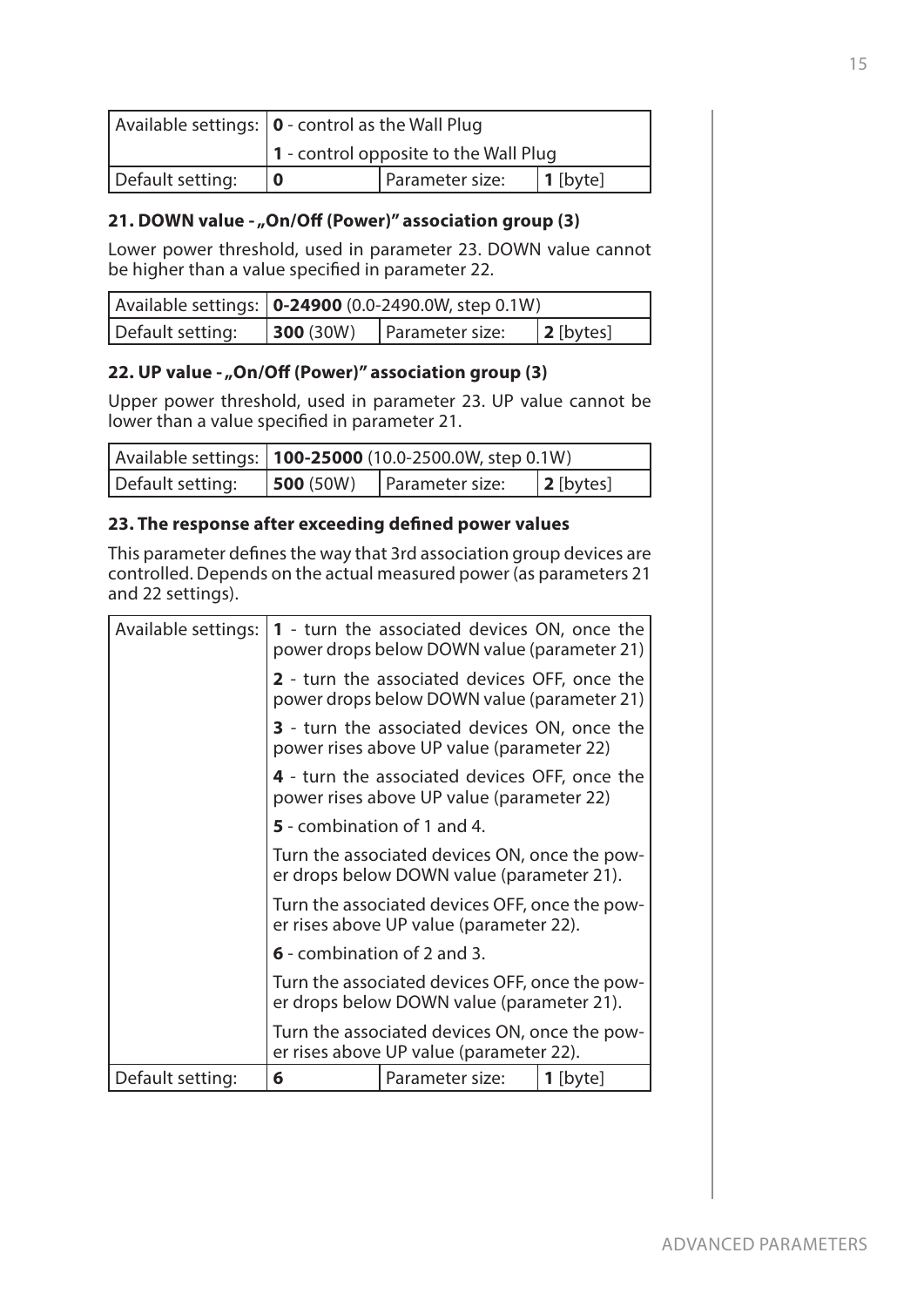| Available settings: | **0** - control as the Wall Plug | | |
|---|---|---|---|
| | **1** - control opposite to the Wall Plug | | |
| Default setting: | **0** | Parameter size: | **1** [byte] |

### 21. DOWN value - „On/Off (Power)" association group (3)

Lower power threshold, used in parameter 23. DOWN value cannot be higher than a value specified in parameter 22.

| Available settings: | **0-24900** (0.0-2490.0W, step 0.1W) | | |
|---|---|---|---|
| Default setting: | **300** (30W) | Parameter size: | **2** [bytes] |

### 22. UP value - „On/Off (Power)" association group (3)

Upper power threshold, used in parameter 23. UP value cannot be lower than a value specified in parameter 21.

| Available settings: | **100-25000** (10.0-2500.0W, step 0.1W) | | |
|---|---|---|---|
| Default setting: | **500** (50W) | Parameter size: | **2** [bytes] |

### 23. The response after exceeding defined power values

This parameter defines the way that 3rd association group devices are controlled. Depends on the actual measured power (as parameters 21 and 22 settings).

| Available settings: | **1** - turn the associated devices ON, once the power drops below DOWN value (parameter 21) | | |
|---|---|---|---|
| | **2** - turn the associated devices OFF, once the power drops below DOWN value (parameter 21) | | |
| | **3** - turn the associated devices ON, once the power rises above UP value (parameter 22) | | |
| | **4** - turn the associated devices OFF, once the power rises above UP value (parameter 22) | | |
| | **5** - combination of 1 and 4. | | |
| | Turn the associated devices ON, once the power drops below DOWN value (parameter 21). | | |
| | Turn the associated devices OFF, once the power rises above UP value (parameter 22). | | |
| | **6** - combination of 2 and 3. | | |
| | Turn the associated devices OFF, once the power drops below DOWN value (parameter 21). | | |
| | Turn the associated devices ON, once the power rises above UP value (parameter 22). | | |
| Default setting: | **6** | Parameter size: | **1** [byte] |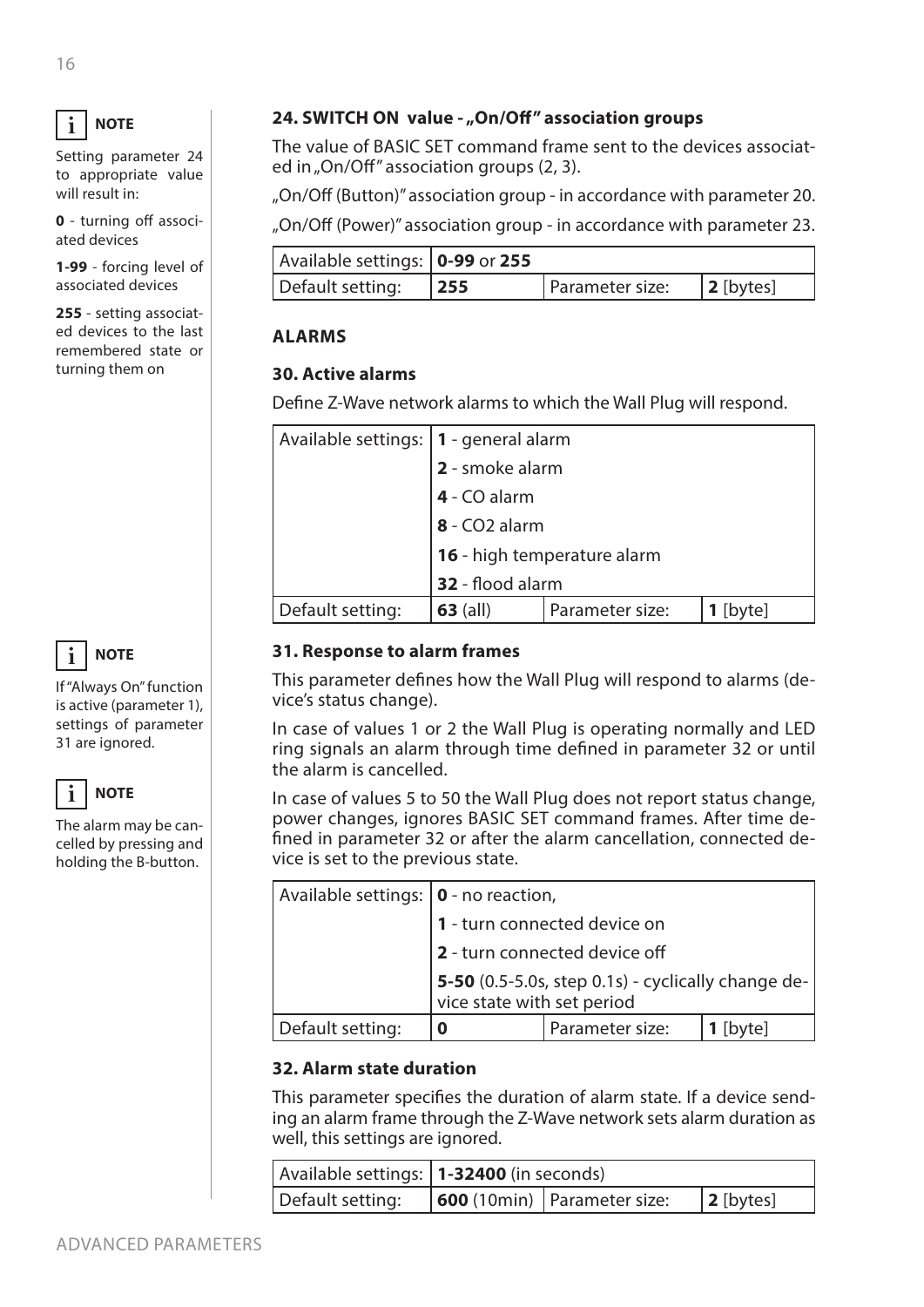**NOTE**

Setting parameter 24 to appropriate value will result in:

**0** - turning off associated devices

**1-99** - forcing level of associated devices

**255** - setting associated devices to the last remembered state or turning them on

### 24. SWITCH ON value - „On/Off" association groups

The value of BASIC SET command frame sent to the devices associated in „On/Off" association groups (2, 3).

„On/Off (Button)" association group - in accordance with parameter 20.

„On/Off (Power)" association group - in accordance with parameter 23.

| Available settings: | **0-99** or **255** | | |
|---|---|---|---|
| Default setting: | **255** | Parameter size: | **2** [bytes] |

## ALARMS

### 30. Active alarms

Define Z-Wave network alarms to which the Wall Plug will respond.

| Available settings: | **1** - general alarm | | |
|---|---|---|---|
| | **2** - smoke alarm | | |
| | **4** - CO alarm | | |
| | **8** - CO2 alarm | | |
| | **16** - high temperature alarm | | |
| | **32** - flood alarm | | |
| Default setting: | **63** (all) | Parameter size: | **1** [byte] |

**NOTE**

If "Always On" function is active (parameter 1), settings of parameter 31 are ignored.

**NOTE**

The alarm may be cancelled by pressing and holding the B-button.

### 31. Response to alarm frames

This parameter defines how the Wall Plug will respond to alarms (device's status change).

In case of values 1 or 2 the Wall Plug is operating normally and LED ring signals an alarm through time defined in parameter 32 or until the alarm is cancelled.

In case of values 5 to 50 the Wall Plug does not report status change, power changes, ignores BASIC SET command frames. After time defined in parameter 32 or after the alarm cancellation, connected device is set to the previous state.

| Available settings: | **0** - no reaction, | | |
|---|---|---|---|
| | **1** - turn connected device on | | |
| | **2** - turn connected device off | | |
| | **5-50** (0.5-5.0s, step 0.1s) - cyclically change device state with set period | | |
| Default setting: | **0** | Parameter size: | **1** [byte] |

### 32. Alarm state duration

This parameter specifies the duration of alarm state. If a device sending an alarm frame through the Z-Wave network sets alarm duration as well, this settings are ignored.

| Available settings: | **1-32400** (in seconds) | | |
|---|---|---|---|
| Default setting: | **600** (10min) | Parameter size: | **2** [bytes] |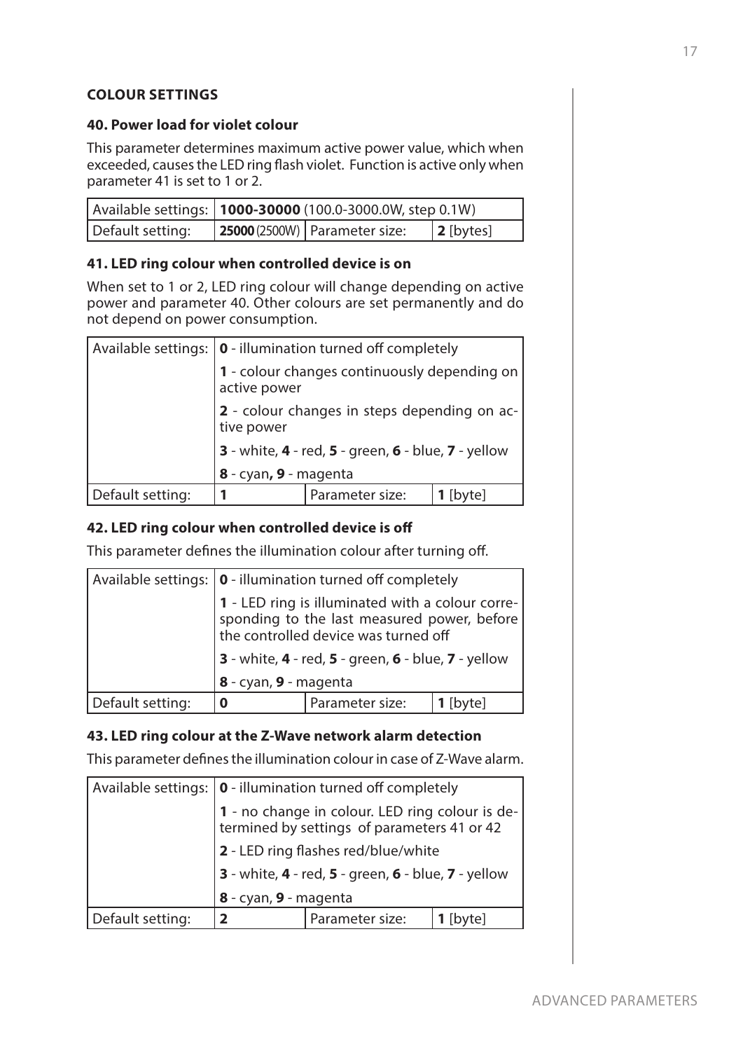## COLOUR SETTINGS

### 40. Power load for violet colour

This parameter determines maximum active power value, which when exceeded, causes the LED ring flash violet. Function is active only when parameter 41 is set to 1 or 2.

| Available settings: | **1000-30000** (100.0-3000.0W, step 0.1W) | | |
|---|---|---|---|
| Default setting: | **25000** (2500W) | Parameter size: | **2** [bytes] |

### 41. LED ring colour when controlled device is on

When set to 1 or 2, LED ring colour will change depending on active power and parameter 40. Other colours are set permanently and do not depend on power consumption.

| Available settings: | **0** - illumination turned off completely | | |
|---|---|---|---|
| | **1** - colour changes continuously depending on active power | | |
| | **2** - colour changes in steps depending on active power | | |
| | **3** - white, **4** - red, **5** - green, **6** - blue, **7** - yellow | | |
| | **8** - cyan**, 9** - magenta | | |
| Default setting: | **1** | Parameter size: | **1** [byte] |

### 42. LED ring colour when controlled device is off

This parameter defines the illumination colour after turning off.

| Available settings: | **0** - illumination turned off completely | | |
|---|---|---|---|
| | **1** - LED ring is illuminated with a colour corresponding to the last measured power, before the controlled device was turned off | | |
| | **3** - white, **4** - red, **5** - green, **6** - blue, **7** - yellow | | |
| | **8** - cyan, **9** - magenta | | |
| Default setting: | **0** | Parameter size: | **1** [byte] |

### 43. LED ring colour at the Z-Wave network alarm detection

This parameter defines the illumination colour in case of Z-Wave alarm.

| Available settings: | **0** - illumination turned off completely | | |
|---|---|---|---|
| | **1** - no change in colour. LED ring colour is determined by settings of parameters 41 or 42 | | |
| | **2** - LED ring flashes red/blue/white | | |
| | **3** - white, **4** - red, **5** - green, **6** - blue, **7** - yellow | | |
| | **8** - cyan, **9** - magenta | | |
| Default setting: | **2** | Parameter size: | **1** [byte] |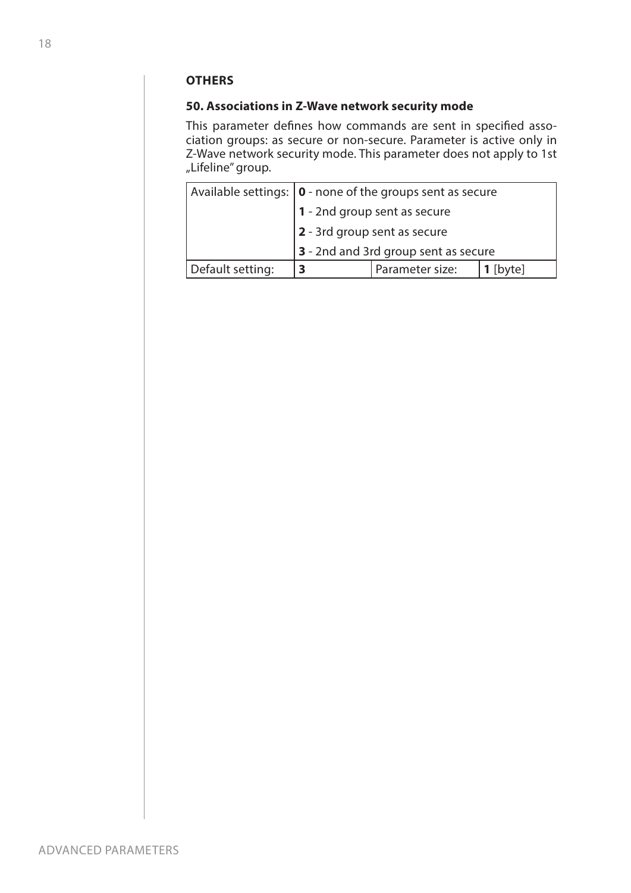**OTHERS**

**50. Associations in Z-Wave network security mode**

This parameter defines how commands are sent in specified association groups: as secure or non-secure. Parameter is active only in Z-Wave network security mode. This parameter does not apply to 1st „Lifeline" group.

| Available settings: | **0** - none of the groups sent as secure | | |
|---|---|---|---|
| | **1** - 2nd group sent as secure | | |
| | **2** - 3rd group sent as secure | | |
| | **3** - 2nd and 3rd group sent as secure | | |
| Default setting: | **3** | Parameter size: | **1** [byte] |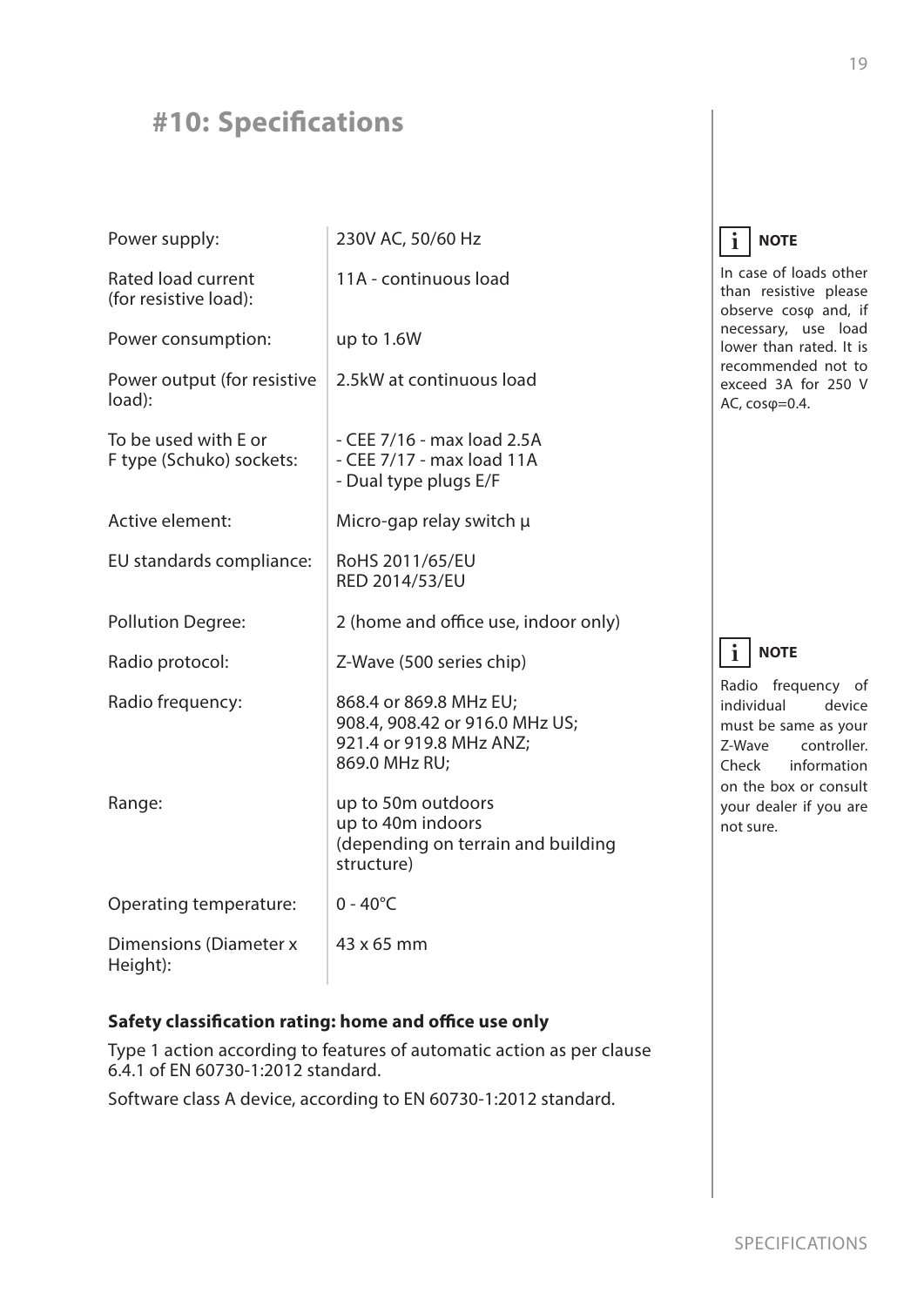# #10: Specifications

| | |
|---|---|
| Power supply: | 230V AC, 50/60 Hz |
| Rated load current (for resistive load): | 11A - continuous load |
| Power consumption: | up to 1.6W |
| Power output (for resistive load): | 2.5kW at continuous load |
| To be used with E or F type (Schuko) sockets: | - CEE 7/16 - max load 2.5A<br>- CEE 7/17 - max load 11A<br>- Dual type plugs E/F |
| Active element: | Micro-gap relay switch μ |
| EU standards compliance: | RoHS 2011/65/EU<br>RED 2014/53/EU |
| Pollution Degree: | 2 (home and office use, indoor only) |
| Radio protocol: | Z-Wave (500 series chip) |
| Radio frequency: | 868.4 or 869.8 MHz EU;<br>908.4, 908.42 or 916.0 MHz US;<br>921.4 or 919.8 MHz ANZ;<br>869.0 MHz RU; |
| Range: | up to 50m outdoors<br>up to 40m indoors<br>(depending on terrain and building structure) |
| Operating temperature: | 0 - 40°C |
| Dimensions (Diameter x Height): | 43 x 65 mm |

**NOTE**

In case of loads other than resistive please observe cosφ and, if necessary, use load lower than rated. It is recommended not to exceed 3A for 250 V AC, cosφ=0.4.

**NOTE**

Radio frequency of individual device must be same as your Z-Wave controller. Check information on the box or consult your dealer if you are not sure.

**Safety classification rating: home and office use only**

Type 1 action according to features of automatic action as per clause 6.4.1 of EN 60730-1:2012 standard.

Software class A device, according to EN 60730-1:2012 standard.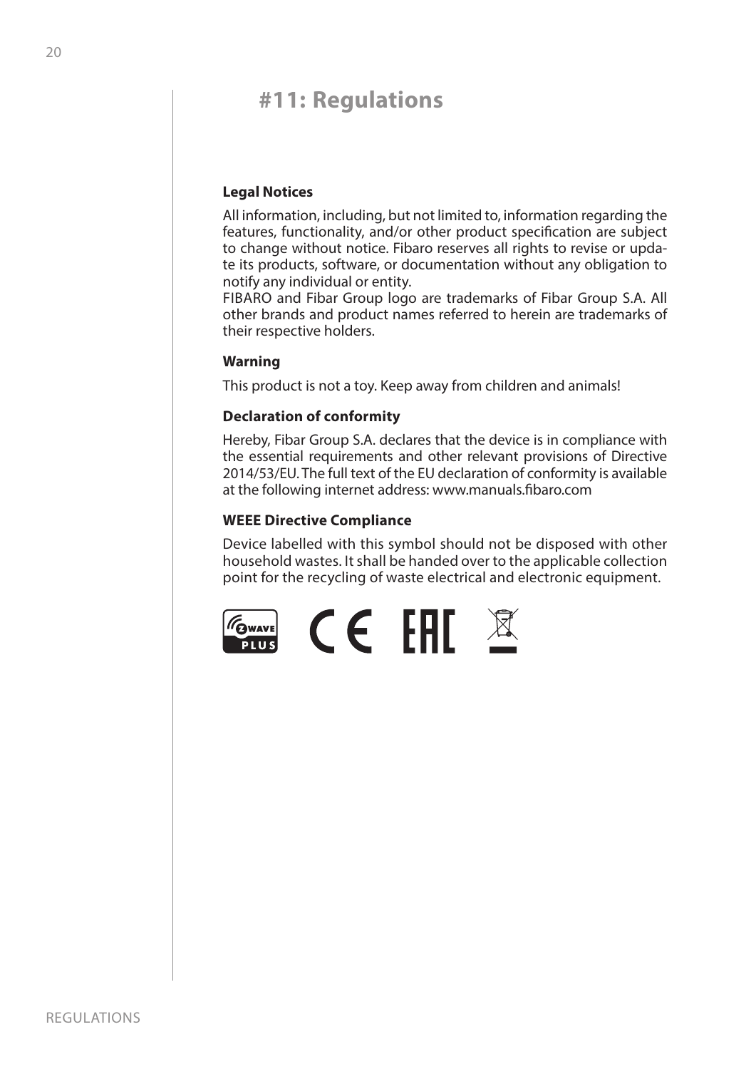# #11: Regulations

### Legal Notices

All information, including, but not limited to, information regarding the features, functionality, and/or other product specification are subject to change without notice. Fibaro reserves all rights to revise or update its products, software, or documentation without any obligation to notify any individual or entity.
FIBARO and Fibar Group logo are trademarks of Fibar Group S.A. All other brands and product names referred to herein are trademarks of their respective holders.

### Warning

This product is not a toy. Keep away from children and animals!

### Declaration of conformity

Hereby, Fibar Group S.A. declares that the device is in compliance with the essential requirements and other relevant provisions of Directive 2014/53/EU. The full text of the EU declaration of conformity is available at the following internet address: www.manuals.fibaro.com

### WEEE Directive Compliance

Device labelled with this symbol should not be disposed with other household wastes. It shall be handed over to the applicable collection point for the recycling of waste electrical and electronic equipment.